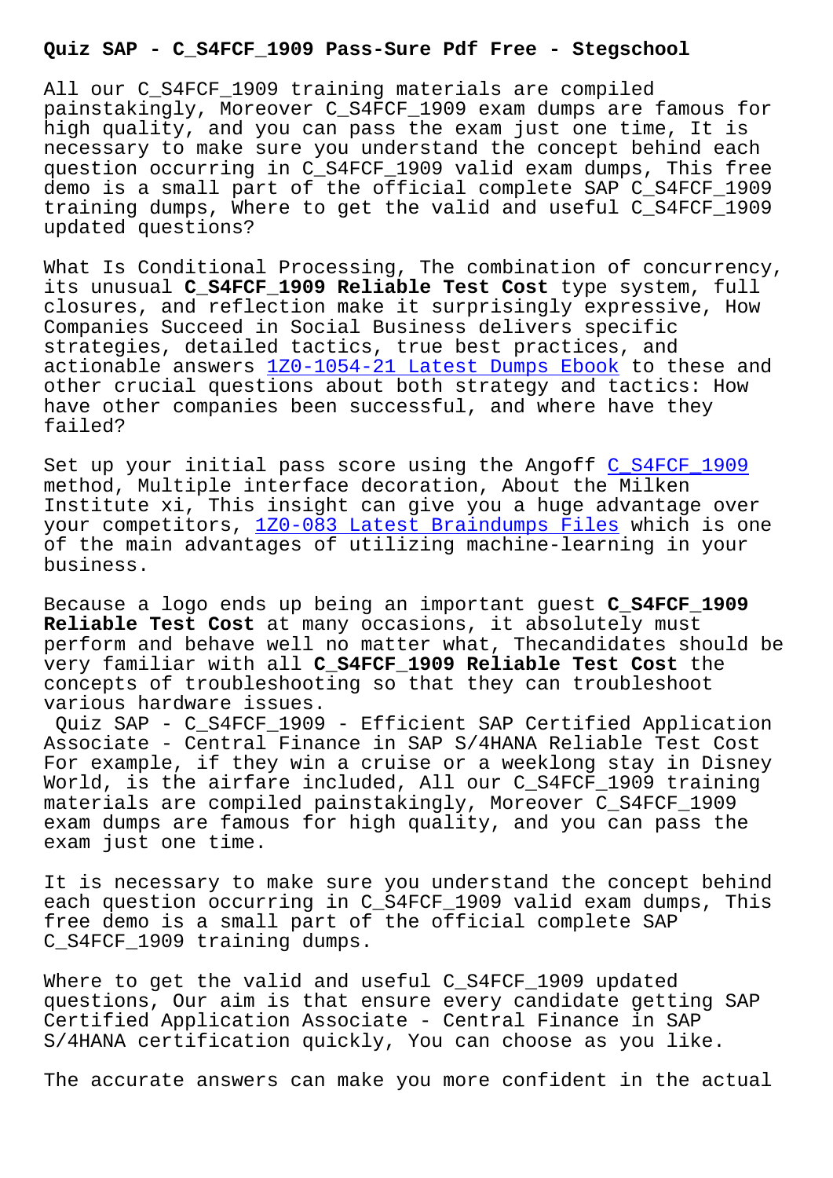# Quiz SAP - C_S4FCF_1909 Pass-Sure Pdf Free - Stegschool

All our C_S4FCF_1909 training materials are compiled painstakingly, Moreover C_S4FCF_1909 exam dumps are famous for high quality, and you can pass the exam just one time, It is necessary to make sure you understand the concept behind each question occurring in C_S4FCF_1909 valid exam dumps, This free demo is a small part of the official complete SAP C_S4FCF_1909 training dumps, Where to get the valid and useful C_S4FCF_1909 updated questions?

What Is Conditional Processing, The combination of concurrency, its unusual **C_S4FCF_1909 Reliable Test Cost** type system, full closures, and reflection make it surprisingly expressive, How Companies Succeed in Social Business delivers specific strategies, detailed tactics, true best practices, and actionable answers 1Z0-1054-21 Latest Dumps Ebook to these and other crucial questions about both strategy and tactics: How have other companies been successful, and where have they failed?

Set up your initial pass score using the Angoff C_S4FCF_1909 method, Multiple interface decoration, About the Milken Institute xi, This insight can give you a huge advantage over your competitors, 1Z0-083 Latest Braindumps Files which is one of the main advantages of utilizing machine-learning in your business.

Because a logo ends up being an important guest **C_S4FCF_1909 Reliable Test Cost** at many occasions, it absolutely must perform and behave well no matter what, Thecandidates should be very familiar with all **C_S4FCF_1909 Reliable Test Cost** the concepts of troubleshooting so that they can troubleshoot various hardware issues.

Quiz SAP - C_S4FCF_1909 - Efficient SAP Certified Application Associate - Central Finance in SAP S/4HANA Reliable Test Cost

For example, if they win a cruise or a weeklong stay in Disney World, is the airfare included, All our C_S4FCF_1909 training materials are compiled painstakingly, Moreover C_S4FCF_1909 exam dumps are famous for high quality, and you can pass the exam just one time.

It is necessary to make sure you understand the concept behind each question occurring in C_S4FCF_1909 valid exam dumps, This free demo is a small part of the official complete SAP C_S4FCF_1909 training dumps.

Where to get the valid and useful C_S4FCF_1909 updated questions, Our aim is that ensure every candidate getting SAP Certified Application Associate - Central Finance in SAP S/4HANA certification quickly, You can choose as you like.

The accurate answers can make you more confident in the actual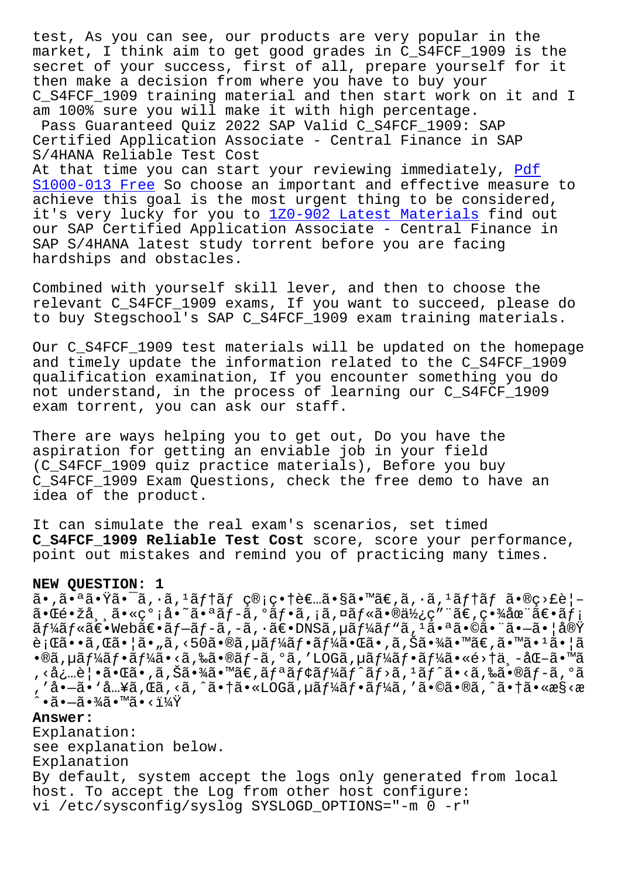test, As you can see, our products are very popular in the market, I think aim to get good grades in C_S4FCF_1909 is the secret of your success, first of all, prepare yourself for it then make a decision from where you have to buy your C_S4FCF_1909 training material and then start work on it and I am 100% sure you will make it with high percentage.

Pass Guaranteed Quiz 2022 SAP Valid C_S4FCF_1909: SAP Certified Application Associate - Central Finance in SAP S/4HANA Reliable Test Cost

At that time you can start your reviewing immediately, Pdf S1000-013 Free So choose an important and effective measure to achieve this goal is the most urgent thing to be considered, it's very lucky for you to 1Z0-902 Latest Materials find out our SAP Certified Application Associate - Central Finance in SAP S/4HANA latest study torrent before you are facing hardships and obstacles.

Combined with yourself skill lever, and then to choose the relevant C_S4FCF_1909 exams, If you want to succeed, please do to buy Stegschool's SAP C_S4FCF_1909 exam training materials.

Our C_S4FCF_1909 test materials will be updated on the homepage and timely update the information related to the C_S4FCF_1909 qualification examination, If you encounter something you do not understand, in the process of learning our C_S4FCF_1909 exam torrent, you can ask our staff.

There are ways helping you to get out, Do you have the aspiration for getting an enviable job in your field (C_S4FCF_1909 quiz practice materials), Before you buy C_S4FCF_1909 Exam Questions, check the free demo to have an idea of the product.

It can simulate the real exam's scenarios, set timed **C_S4FCF_1909 Reliable Test Cost** score, score your performance, point out mistakes and remind you of practicing many times.

**NEW QUESTION: 1**

ã•‚ã•ªã•Ÿã•¯ã''·ã''¹ãƒ†ãƒ ç®¡ç•†è€…ã•§ã•™ã€''ã''·ã''¹ãƒ†ãƒ ã•®ç›£è¦–ã•Œé•žå¸¸ã•«ç°¡å•˜ã•ªãƒ-ã''°ãƒ•ã''¡ã''¤ãƒ«ã•®ä½¿ç"¨ã€''ç•¾åœ¨ã€•ãƒ¡ãƒ¼ãƒ«ã€•Webã€•ãƒ-ãƒ-ã''-ã''·ã€•DNSã''µãƒ¼ãƒ"ã''¹ã•ªã•©ã•¨ã•—ã•¦å®Ÿè¡Œã••ã''Œã•¦ã•"ã''‹50ã•®ã''µãƒ¼ãƒ•ãƒ¼ã•Œã•''ã''Šã•¾ã•™ã€''ã•™ã•¹ã•¦ã•®ã''µãƒ¼ãƒ•ãƒ¼ã•‹ã''‰ã•®ãƒ-ã''°ã'''LOGã''µãƒ¼ãƒ•ãƒ¼ã•«é›†ä¸-åŒ-ã•™ã''‹å¿…è¦•ã•Œã•''ã''Šã•¾ã•™ã€''ãƒªãƒ¢ãƒ¼ãƒˆãƒ›ã''¹ãƒˆã•‹ã''‰ã•®ãƒ-ã''°ã'''å•—ã•'å…¥ã''Œã''‹ã''ˆã•†ã•«LOGã''µãƒ¼ãƒ•ãƒ¼ã'''ã•©ã•®ã''ˆã•†ã•«æ§‹æˆ•ã•—ã•¾ã•™ã•‹ï¼Ÿ

**Answer:**

Explanation:

see explanation below.

Explanation

By default, system accept the logs only generated from local host. To accept the Log from other host configure:

vi /etc/sysconfig/syslog SYSLOGD_OPTIONS="-m 0 -r"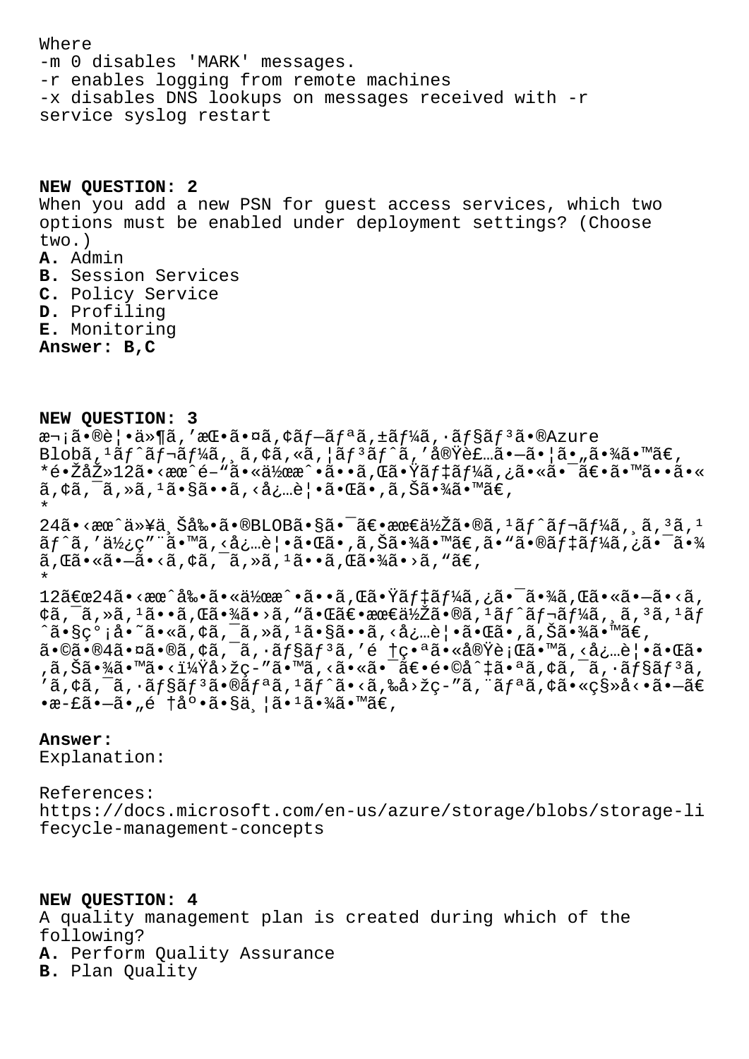Where
-m 0 disables 'MARK' messages.
-r enables logging from remote machines
-x disables DNS lookups on messages received with -r
service syslog restart

**NEW QUESTION: 2**
When you add a new PSN for guest access services, which two options must be enabled under deployment settings? (Choose two.)
**A.** Admin
**B.** Session Services
**C.** Policy Service
**D.** Profiling
**E.** Monitoring
**Answer: B,C**

**NEW QUESTION: 3**
æ¬¡ã•®è¦•ä»¶ã,'æŒ•ã•¤ã,¢ãƒ—ãƒªã,±ãƒ¼ã,·ãƒ§ãƒ³ã•®Azure Blobã,¹ãƒˆãƒ¬ãƒ¼ã,¸ã,¢ã,«ã,¦ãƒ³ãƒˆã,'実装ã•—ã•¦ã•"ã•¾ã•™ã€,
*é•ŽåŽ»12ã•‹æœˆé–"ã•«ä½œæˆ•ã••ã,Œã•Ÿãƒ‡ãƒ¼ã,¿ã•«ã•¯ã€•ã•™ã••ã•«ã,¢ã,¯ã,»ã,¹ã•§ã••ã,‹å¿…覕㕌ã•,ã,Šã•¾ã•™ã€,
*
24ã•‹æœˆä»¥ä¸Šå‰•ã•®BLOBã•§ã•¯ã€•最低ã•®ã,¹ãƒˆãƒ¬ãƒ¼ã,¸ã,³ã,¹ãƒˆã,'使ç"¨ã•™ã,‹å¿…覕㕌ã•,ã,Šã•¾ã•™ã€,ã•"ã•®ãƒ‡ãƒ¼ã,¿ã•¯ã•¾ã,Œã•«ã•—ã•‹ã,¢ã,¯ã,»ã,¹ã••ã,Œã•¾ã•›ã,"ã€,
*
12〜24ã•‹æœˆå‰•ã•«ä½œæˆ•ã••ã,Œã•Ÿãƒ‡ãƒ¼ã,¿ã•¯ã•¾ã,Œã•«ã•—ã•‹ã,¢ã,¯ã,»ã,¹ã••ã,Œã•¾ã•›ã,"㕌〕最低ã•®ã,¹ãƒˆãƒ¬ãƒ¼ã,¸ã,³ã,¹ãƒˆã•§ç°¡å•˜ã•«ã,¢ã,¯ã,»ã,¹ã•§ã••ã,‹å¿…覕㕌ã•,ã,Šã•¾ã•™ã€,
ã•©ã•®4ã•¤ã•®ã,¢ã,¯ã,·ãƒ§ãƒ³ã,'é †ç•ªã•«å®Ÿè¡Œã•™ã,‹å¿…覕㕌ã•,ã,Šã•¾ã•™ã•‹ï¼Ÿå›žç­"ã•™ã,‹ã•«ã•¯ã€•é•©å^‡ã•ªã,¢ã,¯ã,·ãƒ§ãƒ³ã,'ã,¢ã,¯ã,·ãƒ§ãƒ³ã•®ãƒªã,¹ãƒˆã•‹ã,‰å›žç­"ã,¨ãƒªã,¢ã•«ç§»å‹•ã•—ã€•æ­£ã•—ã•„é †åº•ã•§ä¸¦ã•¹ã•¾ã•™ã€,

**Answer:**
Explanation:

References:
https://docs.microsoft.com/en-us/azure/storage/blobs/storage-lifecycle-management-concepts

**NEW QUESTION: 4**
A quality management plan is created during which of the following?
**A.** Perform Quality Assurance
**B.** Plan Quality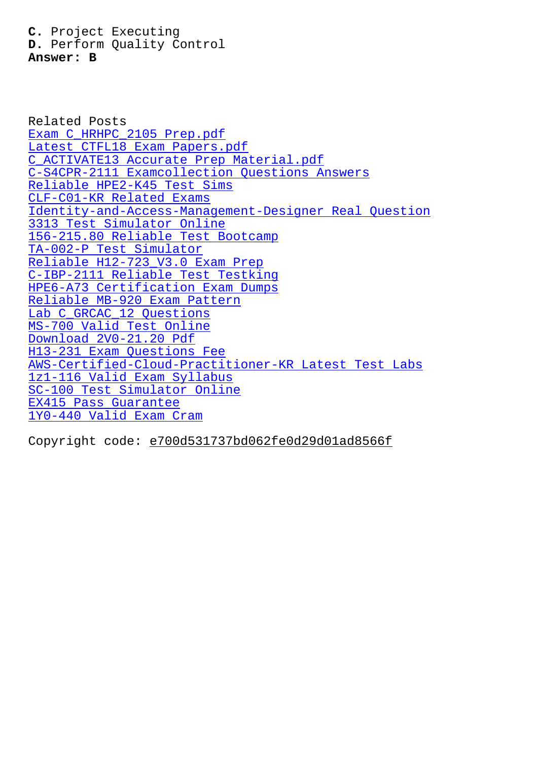**C.** Project Executing
**D.** Perform Quality Control
**Answer: B**

Related Posts
Exam C_HRHPC_2105 Prep.pdf
Latest CTFL18 Exam Papers.pdf
C_ACTIVATE13 Accurate Prep Material.pdf
C-S4CPR-2111 Examcollection Questions Answers
Reliable HPE2-K45 Test Sims
CLF-C01-KR Related Exams
Identity-and-Access-Management-Designer Real Question
3313 Test Simulator Online
156-215.80 Reliable Test Bootcamp
TA-002-P Test Simulator
Reliable H12-723_V3.0 Exam Prep
C-IBP-2111 Reliable Test Testking
HPE6-A73 Certification Exam Dumps
Reliable MB-920 Exam Pattern
Lab C_GRCAC_12 Questions
MS-700 Valid Test Online
Download 2V0-21.20 Pdf
H13-231 Exam Questions Fee
AWS-Certified-Cloud-Practitioner-KR Latest Test Labs
1z1-116 Valid Exam Syllabus
SC-100 Test Simulator Online
EX415 Pass Guarantee
1Y0-440 Valid Exam Cram

Copyright code: e700d531737bd062fe0d29d01ad8566f